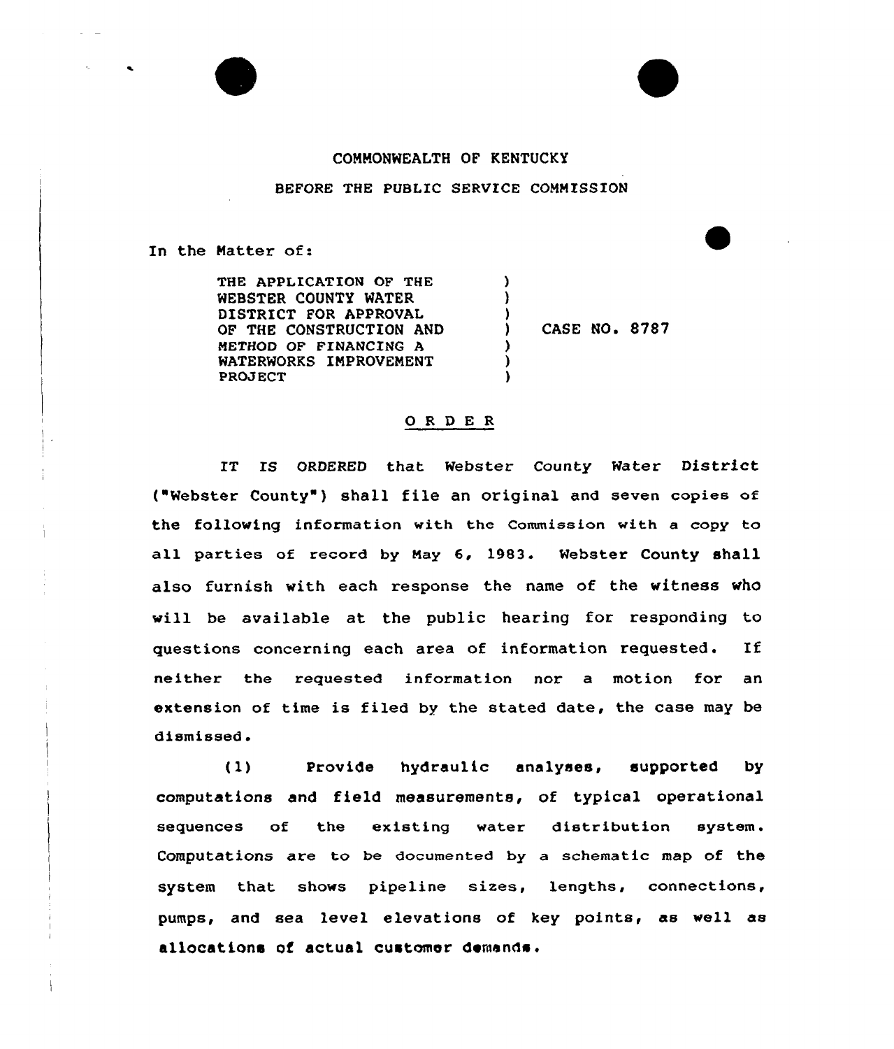COMMONWEALTH OF KENTUCKY

BEFORE THE PUBLIC SERVICE COMMISSION

In the Matter of:

| | | |
|---|---|---|
| THE APPLICATION OF THE WEBSTER COUNTY WATER DISTRICT FOR APPROVAL OF THE CONSTRUCTION AND METHOD OF FINANCING A WATERWORKS IMPROVEMENT PROJECT | ) | CASE NO. 8787 |

# O R D E R

IT IS ORDERED that Webster County Water District ("Webster County") shall file an original and seven copies of the following information with the Commission with a copy to all parties of record by May 6, 1983. Webster County shall also furnish with each response the name of the witness who will be available at the public hearing for responding to questions concerning each area of information requested. If neither the requested information nor a motion for an extension of time is filed by the stated date, the case may be dismissed.

(1) Provide hydraulic analyses, supported by computations and field measurements, of typical operational sequences of the existing water distribution system. Computations are to be documented by a schematic map of the system that shows pipeline sizes, lengths, connections, pumps, and sea level elevations of key points, as well as allocations of actual customer demands.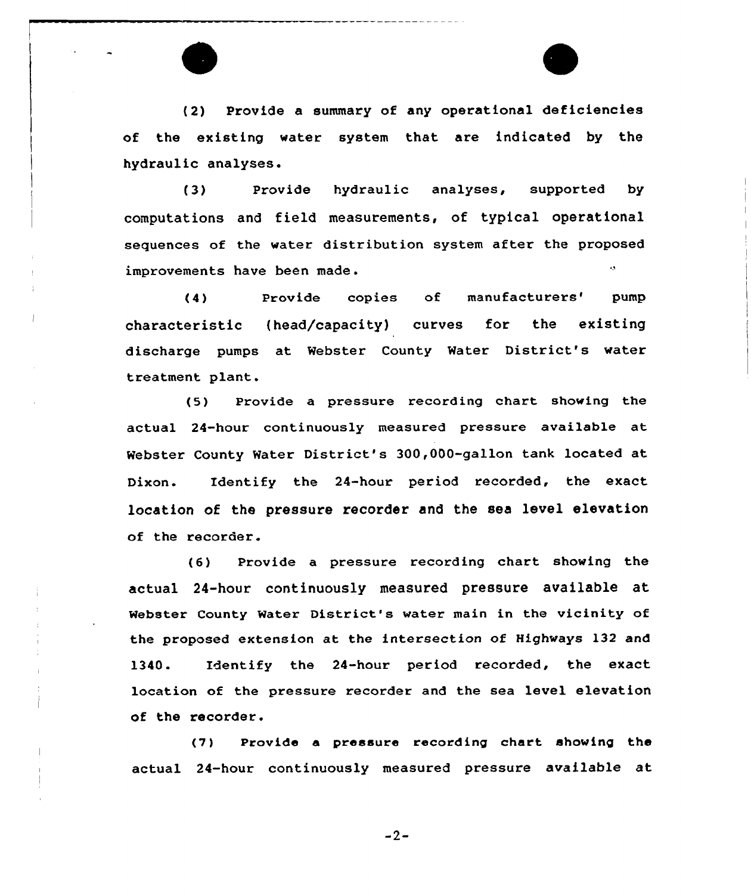(2) Provide a summary of any operational deficiencies of the existing water system that are indicated by the hydraulic analyses.

(3) Provide hydraulic analyses, supported by computations and field measurements, of typical operational sequences of the water distribution system after the proposed improvements have been made.

(4) Provide copies of manufacturers' pump characteristic (head/capacity) curves for the existing discharge pumps at Webster County Water District's water treatment plant.

(5) Provide a pressure recording chart showing the actual 24-hour continuously measured pressure available at Webster County Water District's 300,000-gallon tank located at Dixon. Identify the 24-hour period recorded, the exact location of the pressure recorder and the sea level elevation of the recorder.

(6) Provide a pressure recording chart showing the actual 24-hour continuously measured pressure available at Webster County Water District's water main in the vicinity of the proposed extension at the intersection of Highways 132 and 1340. Identify the 24-hour period recorded, the exact location of the pressure recorder and the sea level elevation of the recorder.

(7) Provide a pressure recording chart showing the actual 24-hour continuously measured pressure available at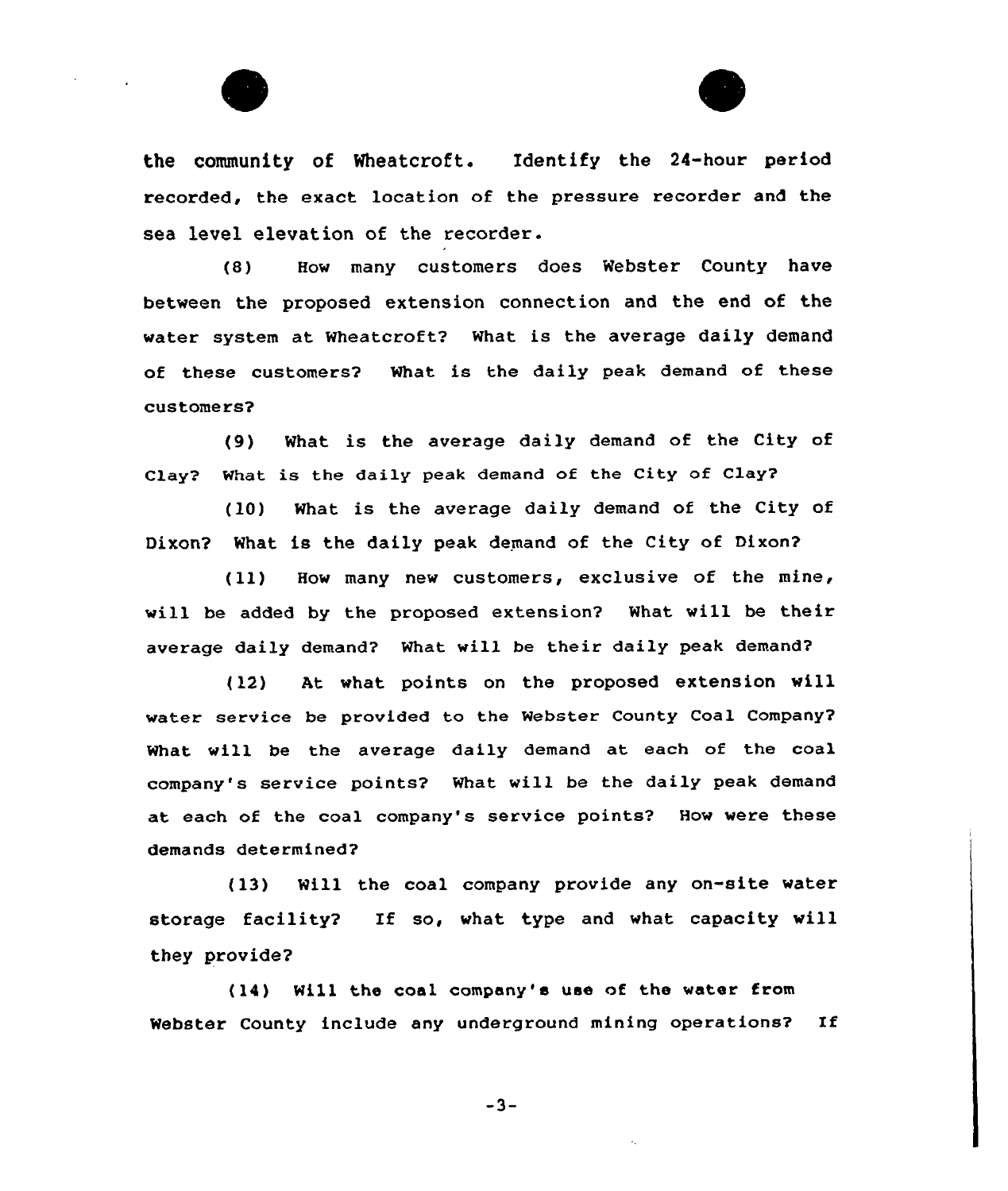the community of Wheatcroft. Identify the 24-hour period recorded, the exact location of the pressure recorder and the sea level elevation of the recorder.

(8) How many customers does Webster County have between the proposed extension connection and the end of the water system at Wheatcroft? What is the average daily demand of these customers? What is the daily peak demand of these customers?

(9) What is the average daily demand of the City of Clay? What is the daily peak demand of the City of Clay?

(10) What is the average daily demand of the City of Dixon? What is the daily peak demand of the City of Dixon?

(11) How many new customers, exclusive of the mine, will be added by the proposed extension? What will be their average daily demand? What will be their daily peak demand?

(12) At what points on the proposed extension will water service be provided to the Webster County Coal Company? What will be the average daily demand at each of the coal company's service points? What will be the daily peak demand at each of the coal company's service points? How were these demands determined?

(13) Will the coal company provide any on-site water storage facility? If so, what type and what capacity will they provide?

(14) Will the coal company's use of the water from Webster County include any underground mining operations? If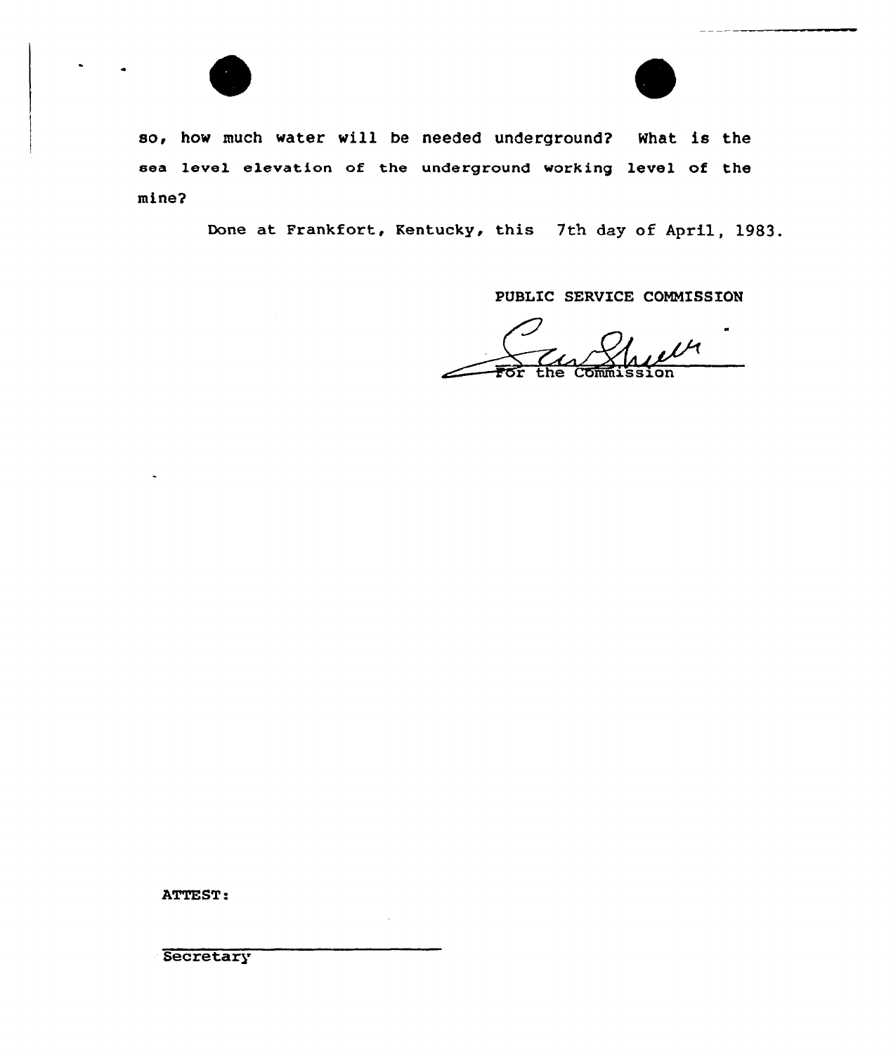so, how much water will be needed underground? What is the sea level elevation of the underground working level of the mine?

Done at Frankfort, Kentucky, this 7th day of April, 1983.

PUBLIC SERVICE COMMISSION

For the Commission

ATTEST:

Secretary